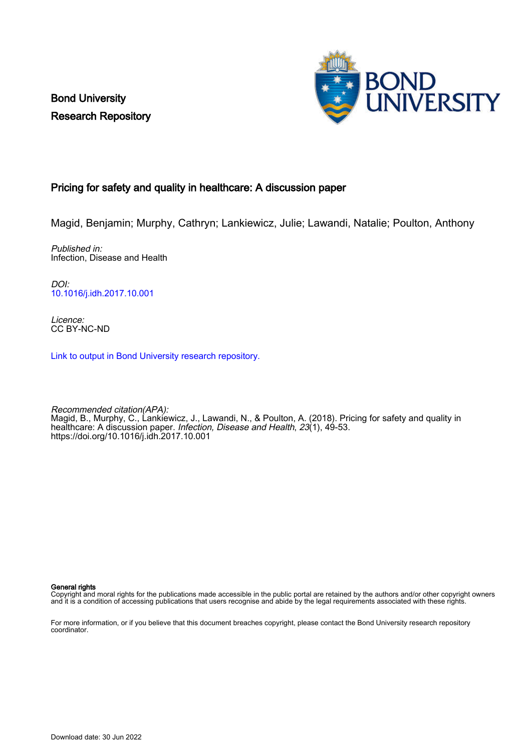Bond University
Research Repository

## Pricing for safety and quality in healthcare: A discussion paper

Magid, Benjamin; Murphy, Cathryn; Lankiewicz, Julie; Lawandi, Natalie; Poulton, Anthony

*Published in:*
Infection, Disease and Health

*DOI:*
10.1016/j.idh.2017.10.001

*Licence:*
CC BY-NC-ND

Link to output in Bond University research repository.

*Recommended citation(APA):*
Magid, B., Murphy, C., Lankiewicz, J., Lawandi, N., & Poulton, A. (2018). Pricing for safety and quality in healthcare: A discussion paper. *Infection, Disease and Health*, *23*(1), 49-53. https://doi.org/10.1016/j.idh.2017.10.001

**General rights**
Copyright and moral rights for the publications made accessible in the public portal are retained by the authors and/or other copyright owners and it is a condition of accessing publications that users recognise and abide by the legal requirements associated with these rights.

For more information, or if you believe that this document breaches copyright, please contact the Bond University research repository coordinator.

Download date: 30 Jun 2022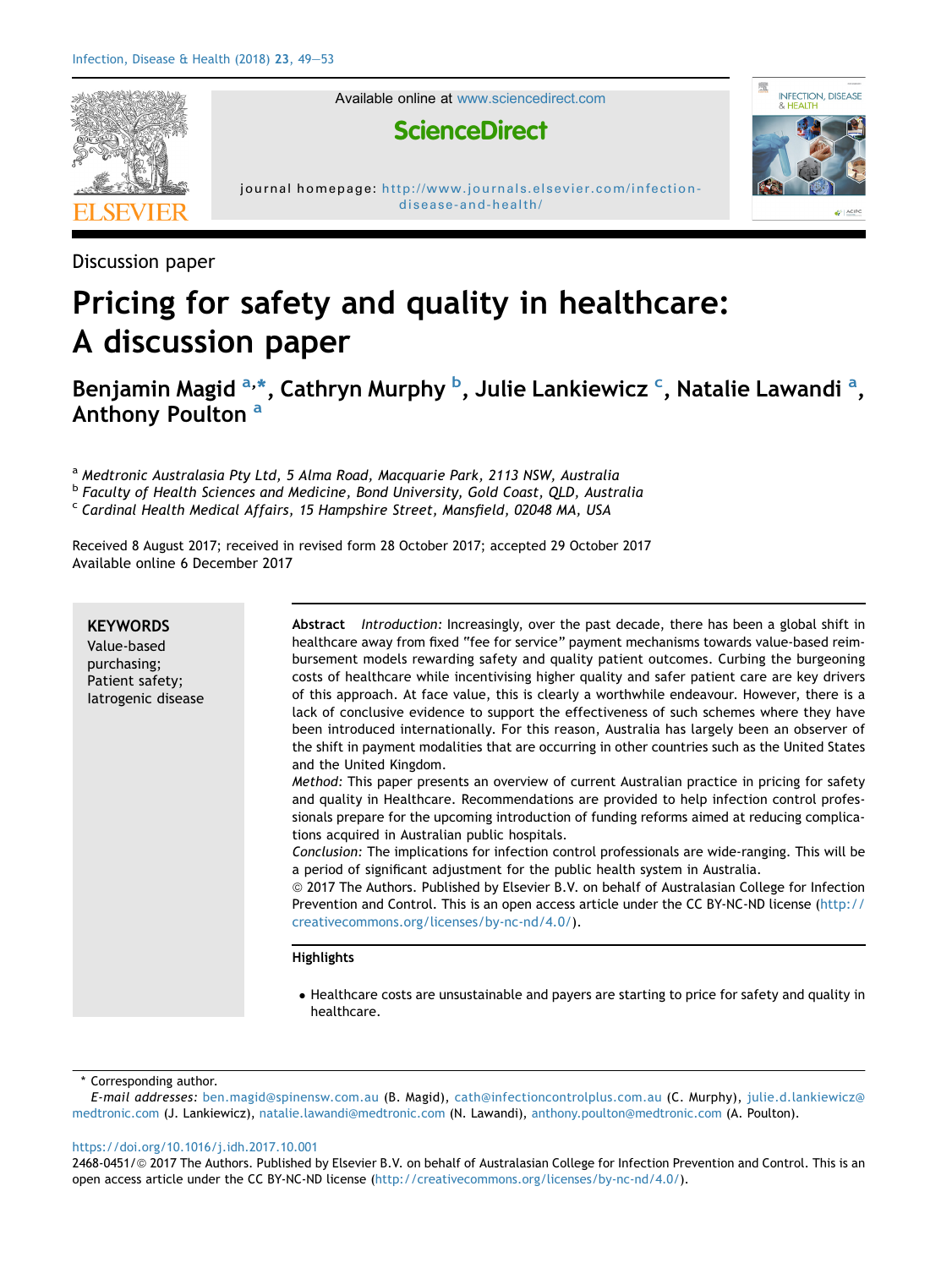Discussion paper

# Pricing for safety and quality in healthcare: A discussion paper

Benjamin Magid [a,*], Cathryn Murphy [b], Julie Lankiewicz [c], Natalie Lawandi [a], Anthony Poulton [a]

[a] *Medtronic Australasia Pty Ltd, 5 Alma Road, Macquarie Park, 2113 NSW, Australia*
[b] *Faculty of Health Sciences and Medicine, Bond University, Gold Coast, QLD, Australia*
[c] *Cardinal Health Medical Affairs, 15 Hampshire Street, Mansfield, 02048 MA, USA*

Received 8 August 2017; received in revised form 28 October 2017; accepted 29 October 2017
Available online 6 December 2017

**KEYWORDS**
Value-based purchasing;
Patient safety;
Iatrogenic disease

**Abstract** *Introduction:* Increasingly, over the past decade, there has been a global shift in healthcare away from fixed "fee for service" payment mechanisms towards value-based reimbursement models rewarding safety and quality patient outcomes. Curbing the burgeoning costs of healthcare while incentivising higher quality and safer patient care are key drivers of this approach. At face value, this is clearly a worthwhile endeavour. However, there is a lack of conclusive evidence to support the effectiveness of such schemes where they have been introduced internationally. For this reason, Australia has largely been an observer of the shift in payment modalities that are occurring in other countries such as the United States and the United Kingdom.
*Method:* This paper presents an overview of current Australian practice in pricing for safety and quality in Healthcare. Recommendations are provided to help infection control professionals prepare for the upcoming introduction of funding reforms aimed at reducing complications acquired in Australian public hospitals.
*Conclusion:* The implications for infection control professionals are wide-ranging. This will be a period of significant adjustment for the public health system in Australia.
© 2017 The Authors. Published by Elsevier B.V. on behalf of Australasian College for Infection Prevention and Control. This is an open access article under the CC BY-NC-ND license (http://creativecommons.org/licenses/by-nc-nd/4.0/).

**Highlights**

- Healthcare costs are unsustainable and payers are starting to price for safety and quality in healthcare.

\* Corresponding author.
*E-mail addresses:* ben.magid@spinensw.com.au (B. Magid), cath@infectioncontrolplus.com.au (C. Murphy), julie.d.lankiewicz@medtronic.com (J. Lankiewicz), natalie.lawandi@medtronic.com (N. Lawandi), anthony.poulton@medtronic.com (A. Poulton).

https://doi.org/10.1016/j.idh.2017.10.001
2468-0451/© 2017 The Authors. Published by Elsevier B.V. on behalf of Australasian College for Infection Prevention and Control. This is an open access article under the CC BY-NC-ND license (http://creativecommons.org/licenses/by-nc-nd/4.0/).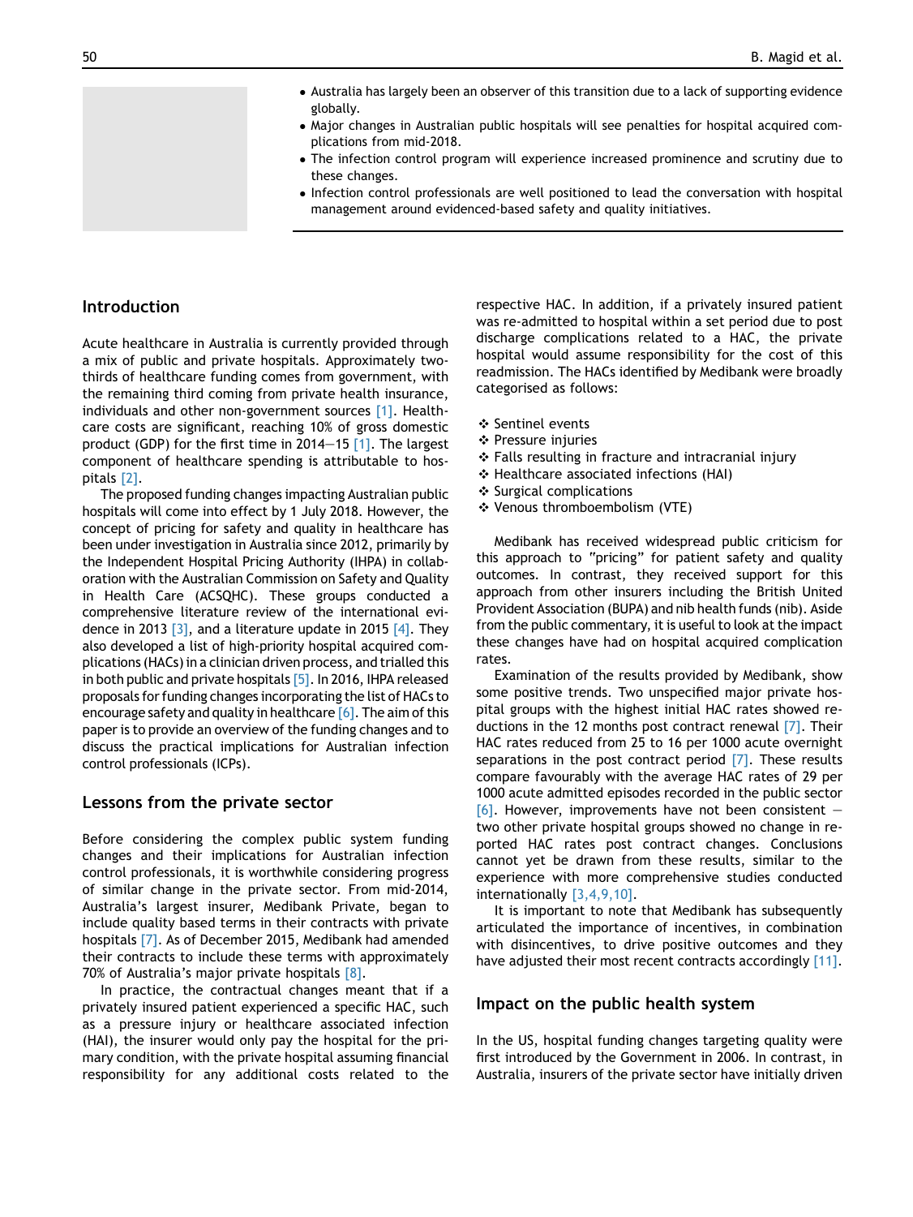- Australia has largely been an observer of this transition due to a lack of supporting evidence globally.
- Major changes in Australian public hospitals will see penalties for hospital acquired complications from mid-2018.
- The infection control program will experience increased prominence and scrutiny due to these changes.
- Infection control professionals are well positioned to lead the conversation with hospital management around evidenced-based safety and quality initiatives.

## Introduction

Acute healthcare in Australia is currently provided through a mix of public and private hospitals. Approximately two-thirds of healthcare funding comes from government, with the remaining third coming from private health insurance, individuals and other non-government sources [1]. Healthcare costs are significant, reaching 10% of gross domestic product (GDP) for the first time in 2014–15 [1]. The largest component of healthcare spending is attributable to hospitals [2].

The proposed funding changes impacting Australian public hospitals will come into effect by 1 July 2018. However, the concept of pricing for safety and quality in healthcare has been under investigation in Australia since 2012, primarily by the Independent Hospital Pricing Authority (IHPA) in collaboration with the Australian Commission on Safety and Quality in Health Care (ACSQHC). These groups conducted a comprehensive literature review of the international evidence in 2013 [3], and a literature update in 2015 [4]. They also developed a list of high-priority hospital acquired complications (HACs) in a clinician driven process, and trialled this in both public and private hospitals [5]. In 2016, IHPA released proposals for funding changes incorporating the list of HACs to encourage safety and quality in healthcare [6]. The aim of this paper is to provide an overview of the funding changes and to discuss the practical implications for Australian infection control professionals (ICPs).

## Lessons from the private sector

Before considering the complex public system funding changes and their implications for Australian infection control professionals, it is worthwhile considering progress of similar change in the private sector. From mid-2014, Australia's largest insurer, Medibank Private, began to include quality based terms in their contracts with private hospitals [7]. As of December 2015, Medibank had amended their contracts to include these terms with approximately 70% of Australia's major private hospitals [8].

In practice, the contractual changes meant that if a privately insured patient experienced a specific HAC, such as a pressure injury or healthcare associated infection (HAI), the insurer would only pay the hospital for the primary condition, with the private hospital assuming financial responsibility for any additional costs related to the respective HAC. In addition, if a privately insured patient was re-admitted to hospital within a set period due to post discharge complications related to a HAC, the private hospital would assume responsibility for the cost of this readmission. The HACs identified by Medibank were broadly categorised as follows:

- Sentinel events
- Pressure injuries
- Falls resulting in fracture and intracranial injury
- Healthcare associated infections (HAI)
- Surgical complications
- Venous thromboembolism (VTE)

Medibank has received widespread public criticism for this approach to "pricing" for patient safety and quality outcomes. In contrast, they received support for this approach from other insurers including the British United Provident Association (BUPA) and nib health funds (nib). Aside from the public commentary, it is useful to look at the impact these changes have had on hospital acquired complication rates.

Examination of the results provided by Medibank, show some positive trends. Two unspecified major private hospital groups with the highest initial HAC rates showed reductions in the 12 months post contract renewal [7]. Their HAC rates reduced from 25 to 16 per 1000 acute overnight separations in the post contract period [7]. These results compare favourably with the average HAC rates of 29 per 1000 acute admitted episodes recorded in the public sector [6]. However, improvements have not been consistent – two other private hospital groups showed no change in reported HAC rates post contract changes. Conclusions cannot yet be drawn from these results, similar to the experience with more comprehensive studies conducted internationally [3,4,9,10].

It is important to note that Medibank has subsequently articulated the importance of incentives, in combination with disincentives, to drive positive outcomes and they have adjusted their most recent contracts accordingly [11].

## Impact on the public health system

In the US, hospital funding changes targeting quality were first introduced by the Government in 2006. In contrast, in Australia, insurers of the private sector have initially driven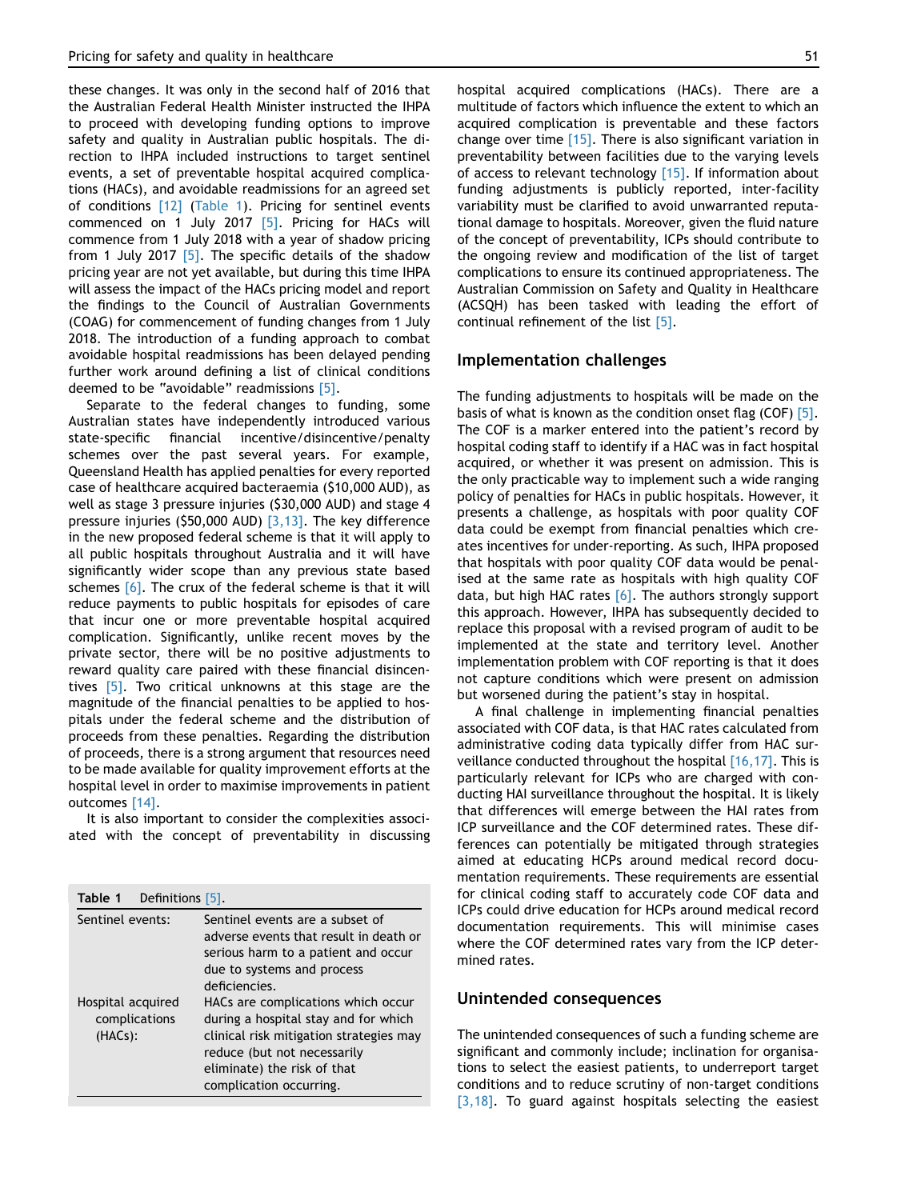these changes. It was only in the second half of 2016 that the Australian Federal Health Minister instructed the IHPA to proceed with developing funding options to improve safety and quality in Australian public hospitals. The direction to IHPA included instructions to target sentinel events, a set of preventable hospital acquired complications (HACs), and avoidable readmissions for an agreed set of conditions [12] (Table 1). Pricing for sentinel events commenced on 1 July 2017 [5]. Pricing for HACs will commence from 1 July 2018 with a year of shadow pricing from 1 July 2017 [5]. The specific details of the shadow pricing year are not yet available, but during this time IHPA will assess the impact of the HACs pricing model and report the findings to the Council of Australian Governments (COAG) for commencement of funding changes from 1 July 2018. The introduction of a funding approach to combat avoidable hospital readmissions has been delayed pending further work around defining a list of clinical conditions deemed to be "avoidable" readmissions [5].

Separate to the federal changes to funding, some Australian states have independently introduced various state-specific financial incentive/disincentive/penalty schemes over the past several years. For example, Queensland Health has applied penalties for every reported case of healthcare acquired bacteraemia ($10,000 AUD), as well as stage 3 pressure injuries ($30,000 AUD) and stage 4 pressure injuries ($50,000 AUD) [3,13]. The key difference in the new proposed federal scheme is that it will apply to all public hospitals throughout Australia and it will have significantly wider scope than any previous state based schemes [6]. The crux of the federal scheme is that it will reduce payments to public hospitals for episodes of care that incur one or more preventable hospital acquired complication. Significantly, unlike recent moves by the private sector, there will be no positive adjustments to reward quality care paired with these financial disincentives [5]. Two critical unknowns at this stage are the magnitude of the financial penalties to be applied to hospitals under the federal scheme and the distribution of proceeds from these penalties. Regarding the distribution of proceeds, there is a strong argument that resources need to be made available for quality improvement efforts at the hospital level in order to maximise improvements in patient outcomes [14].

It is also important to consider the complexities associated with the concept of preventability in discussing hospital acquired complications (HACs). There are a multitude of factors which influence the extent to which an acquired complication is preventable and these factors change over time [15]. There is also significant variation in preventability between facilities due to the varying levels of access to relevant technology [15]. If information about funding adjustments is publicly reported, inter-facility variability must be clarified to avoid unwarranted reputational damage to hospitals. Moreover, given the fluid nature of the concept of preventability, ICPs should contribute to the ongoing review and modification of the list of target complications to ensure its continued appropriateness. The Australian Commission on Safety and Quality in Healthcare (ACSQH) has been tasked with leading the effort of continual refinement of the list [5].

**Table 1** Definitions [5].

| | |
|---|---|
| Sentinel events: | Sentinel events are a subset of adverse events that result in death or serious harm to a patient and occur due to systems and process deficiencies. |
| Hospital acquired complications (HACs): | HACs are complications which occur during a hospital stay and for which clinical risk mitigation strategies may reduce (but not necessarily eliminate) the risk of that complication occurring. |

## Implementation challenges

The funding adjustments to hospitals will be made on the basis of what is known as the condition onset flag (COF) [5]. The COF is a marker entered into the patient's record by hospital coding staff to identify if a HAC was in fact hospital acquired, or whether it was present on admission. This is the only practicable way to implement such a wide ranging policy of penalties for HACs in public hospitals. However, it presents a challenge, as hospitals with poor quality COF data could be exempt from financial penalties which creates incentives for under-reporting. As such, IHPA proposed that hospitals with poor quality COF data would be penalised at the same rate as hospitals with high quality COF data, but high HAC rates [6]. The authors strongly support this approach. However, IHPA has subsequently decided to replace this proposal with a revised program of audit to be implemented at the state and territory level. Another implementation problem with COF reporting is that it does not capture conditions which were present on admission but worsened during the patient's stay in hospital.

A final challenge in implementing financial penalties associated with COF data, is that HAC rates calculated from administrative coding data typically differ from HAC surveillance conducted throughout the hospital [16,17]. This is particularly relevant for ICPs who are charged with conducting HAI surveillance throughout the hospital. It is likely that differences will emerge between the HAI rates from ICP surveillance and the COF determined rates. These differences can potentially be mitigated through strategies aimed at educating HCPs around medical record documentation requirements. These requirements are essential for clinical coding staff to accurately code COF data and ICPs could drive education for HCPs around medical record documentation requirements. This will minimise cases where the COF determined rates vary from the ICP determined rates.

## Unintended consequences

The unintended consequences of such a funding scheme are significant and commonly include; inclination for organisations to select the easiest patients, to underreport target conditions and to reduce scrutiny of non-target conditions [3,18]. To guard against hospitals selecting the easiest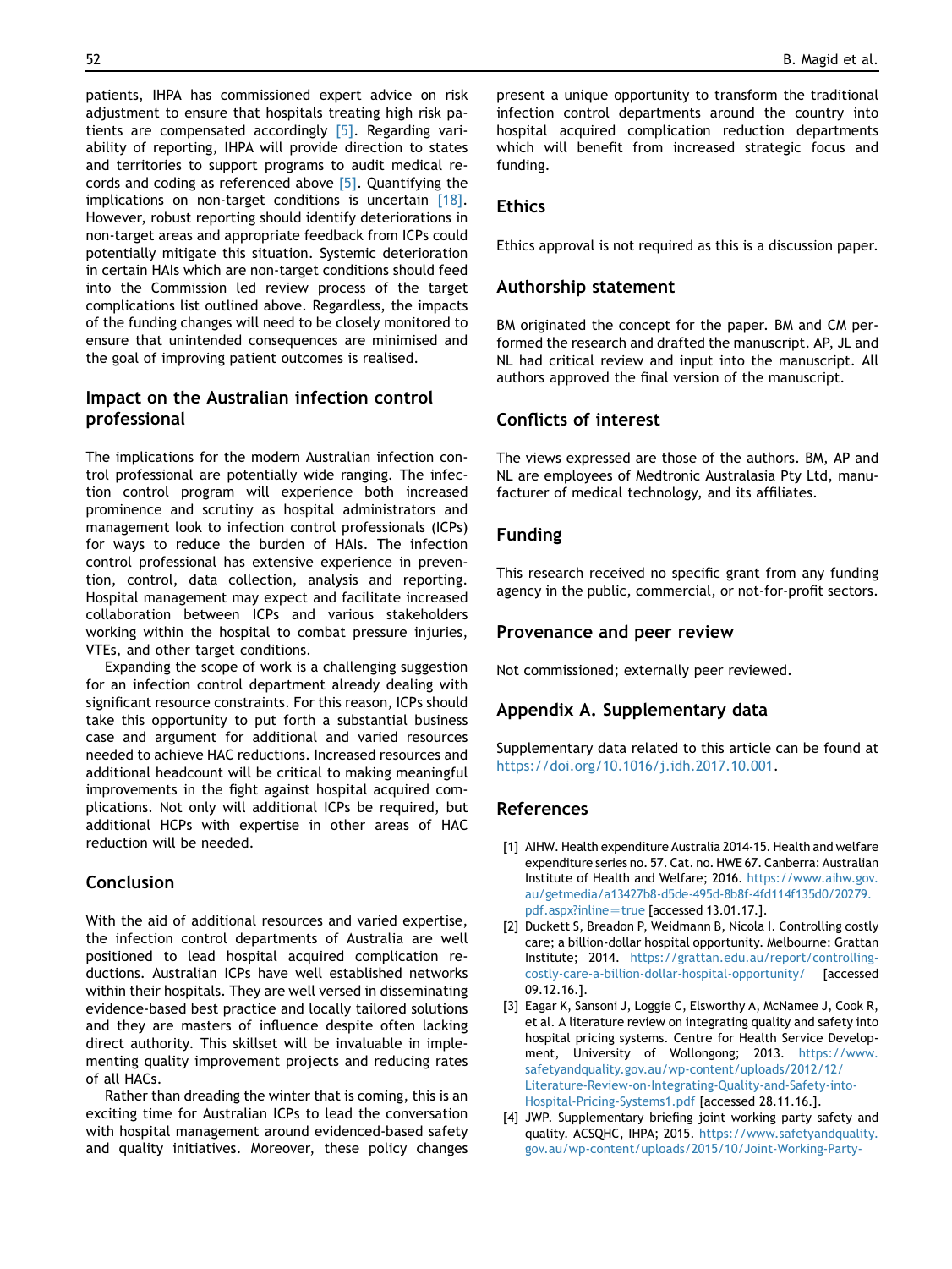patients, IHPA has commissioned expert advice on risk adjustment to ensure that hospitals treating high risk patients are compensated accordingly [5]. Regarding variability of reporting, IHPA will provide direction to states and territories to support programs to audit medical records and coding as referenced above [5]. Quantifying the implications on non-target conditions is uncertain [18]. However, robust reporting should identify deteriorations in non-target areas and appropriate feedback from ICPs could potentially mitigate this situation. Systemic deterioration in certain HAIs which are non-target conditions should feed into the Commission led review process of the target complications list outlined above. Regardless, the impacts of the funding changes will need to be closely monitored to ensure that unintended consequences are minimised and the goal of improving patient outcomes is realised.

## Impact on the Australian infection control professional

The implications for the modern Australian infection control professional are potentially wide ranging. The infection control program will experience both increased prominence and scrutiny as hospital administrators and management look to infection control professionals (ICPs) for ways to reduce the burden of HAIs. The infection control professional has extensive experience in prevention, control, data collection, analysis and reporting. Hospital management may expect and facilitate increased collaboration between ICPs and various stakeholders working within the hospital to combat pressure injuries, VTEs, and other target conditions.

Expanding the scope of work is a challenging suggestion for an infection control department already dealing with significant resource constraints. For this reason, ICPs should take this opportunity to put forth a substantial business case and argument for additional and varied resources needed to achieve HAC reductions. Increased resources and additional headcount will be critical to making meaningful improvements in the fight against hospital acquired complications. Not only will additional ICPs be required, but additional HCPs with expertise in other areas of HAC reduction will be needed.

## Conclusion

With the aid of additional resources and varied expertise, the infection control departments of Australia are well positioned to lead hospital acquired complication reductions. Australian ICPs have well established networks within their hospitals. They are well versed in disseminating evidence-based best practice and locally tailored solutions and they are masters of influence despite often lacking direct authority. This skillset will be invaluable in implementing quality improvement projects and reducing rates of all HACs.

Rather than dreading the winter that is coming, this is an exciting time for Australian ICPs to lead the conversation with hospital management around evidenced-based safety and quality initiatives. Moreover, these policy changes present a unique opportunity to transform the traditional infection control departments around the country into hospital acquired complication reduction departments which will benefit from increased strategic focus and funding.

## Ethics

Ethics approval is not required as this is a discussion paper.

## Authorship statement

BM originated the concept for the paper. BM and CM performed the research and drafted the manuscript. AP, JL and NL had critical review and input into the manuscript. All authors approved the final version of the manuscript.

## Conflicts of interest

The views expressed are those of the authors. BM, AP and NL are employees of Medtronic Australasia Pty Ltd, manufacturer of medical technology, and its affiliates.

## Funding

This research received no specific grant from any funding agency in the public, commercial, or not-for-profit sectors.

## Provenance and peer review

Not commissioned; externally peer reviewed.

## Appendix A. Supplementary data

Supplementary data related to this article can be found at https://doi.org/10.1016/j.idh.2017.10.001.

## References

[1] AIHW. Health expenditure Australia 2014-15. Health and welfare expenditure series no. 57. Cat. no. HWE 67. Canberra: Australian Institute of Health and Welfare; 2016. https://www.aihw.gov.au/getmedia/a13427b8-d5de-495d-8b8f-4fd114f135d0/20279.pdf.aspx?inline=true [accessed 13.01.17.].

[2] Duckett S, Breadon P, Weidmann B, Nicola I. Controlling costly care; a billion-dollar hospital opportunity. Melbourne: Grattan Institute; 2014. https://grattan.edu.au/report/controlling-costly-care-a-billion-dollar-hospital-opportunity/ [accessed 09.12.16.].

[3] Eagar K, Sansoni J, Loggie C, Elsworthy A, McNamee J, Cook R, et al. A literature review on integrating quality and safety into hospital pricing systems. Centre for Health Service Development, University of Wollongong; 2013. https://www.safetyandquality.gov.au/wp-content/uploads/2012/12/Literature-Review-on-Integrating-Quality-and-Safety-into-Hospital-Pricing-Systems1.pdf [accessed 28.11.16.].

[4] JWP. Supplementary briefing joint working party safety and quality. ACSQHC, IHPA; 2015. https://www.safetyandquality.gov.au/wp-content/uploads/2015/10/Joint-Working-Party-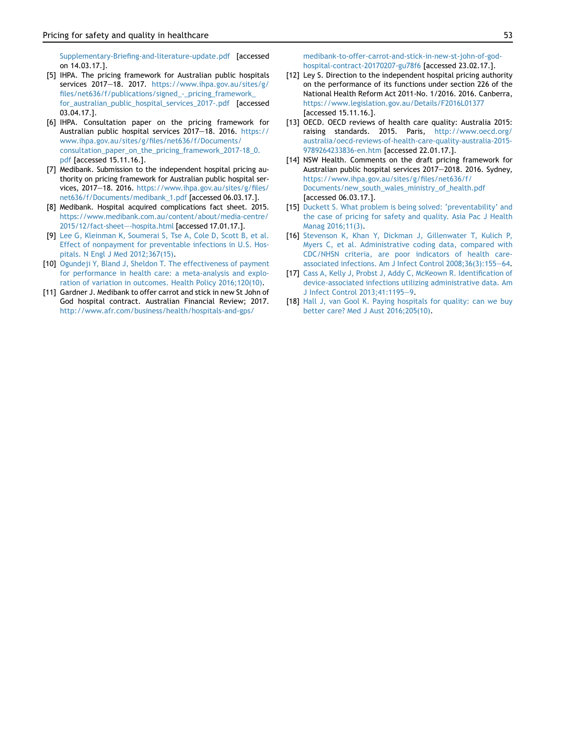Supplementary-Briefing-and-literature-update.pdf [accessed on 14.03.17.].

[5] IHPA. The pricing framework for Australian public hospitals services 2017—18. 2017. https://www.ihpa.gov.au/sites/g/files/net636/f/publications/signed_-_pricing_framework_for_australian_public_hospital_services_2017-.pdf [accessed 03.04.17.].

[6] IHPA. Consultation paper on the pricing framework for Australian public hospital services 2017—18. 2016. https://www.ihpa.gov.au/sites/g/files/net636/f/Documents/consultation_paper_on_the_pricing_framework_2017-18_0.pdf [accessed 15.11.16.].

[7] Medibank. Submission to the independent hospital pricing authority on pricing framework for Australian public hospital services, 2017—18. 2016. https://www.ihpa.gov.au/sites/g/files/net636/f/Documents/medibank_1.pdf [accessed 06.03.17.].

[8] Medibank. Hospital acquired complications fact sheet. 2015. https://www.medibank.com.au/content/about/media-centre/2015/12/fact-sheet—-hospita.html [accessed 17.01.17.].

[9] Lee G, Kleinman K, Soumerai S, Tse A, Cole D, Scott B, et al. Effect of nonpayment for preventable infections in U.S. Hospitals. N Engl J Med 2012;367(15).

[10] Ogundeji Y, Bland J, Sheldon T. The effectiveness of payment for performance in health care: a meta-analysis and exploration of variation in outcomes. Health Policy 2016;120(10).

[11] Gardner J. Medibank to offer carrot and stick in new St John of God hospital contract. Australian Financial Review; 2017. http://www.afr.com/business/health/hospitals-and-gps/medibank-to-offer-carrot-and-stick-in-new-st-john-of-god-hospital-contract-20170207-gu78f6 [accessed 23.02.17.].

[12] Ley S. Direction to the independent hospital pricing authority on the performance of its functions under section 226 of the National Health Reform Act 2011-No. 1/2016. 2016. Canberra, https://www.legislation.gov.au/Details/F2016L01377 [accessed 15.11.16.].

[13] OECD. OECD reviews of health care quality: Australia 2015: raising standards. 2015. Paris, http://www.oecd.org/australia/oecd-reviews-of-health-care-quality-australia-2015-9789264233836-en.htm [accessed 22.01.17.].

[14] NSW Health. Comments on the draft pricing framework for Australian public hospital services 2017—2018. 2016. Sydney, https://www.ihpa.gov.au/sites/g/files/net636/f/Documents/new_south_wales_ministry_of_health.pdf [accessed 06.03.17.].

[15] Duckett S. What problem is being solved: 'preventability' and the case of pricing for safety and quality. Asia Pac J Health Manag 2016;11(3).

[16] Stevenson K, Khan Y, Dickman J, Gillenwater T, Kulich P, Myers C, et al. Administrative coding data, compared with CDC/NHSN criteria, are poor indicators of health care-associated infections. Am J Infect Control 2008;36(3):155—64.

[17] Cass A, Kelly J, Probst J, Addy C, McKeown R. Identification of device-associated infections utilizing administrative data. Am J Infect Control 2013;41:1195—9.

[18] Hall J, van Gool K. Paying hospitals for quality: can we buy better care? Med J Aust 2016;205(10).